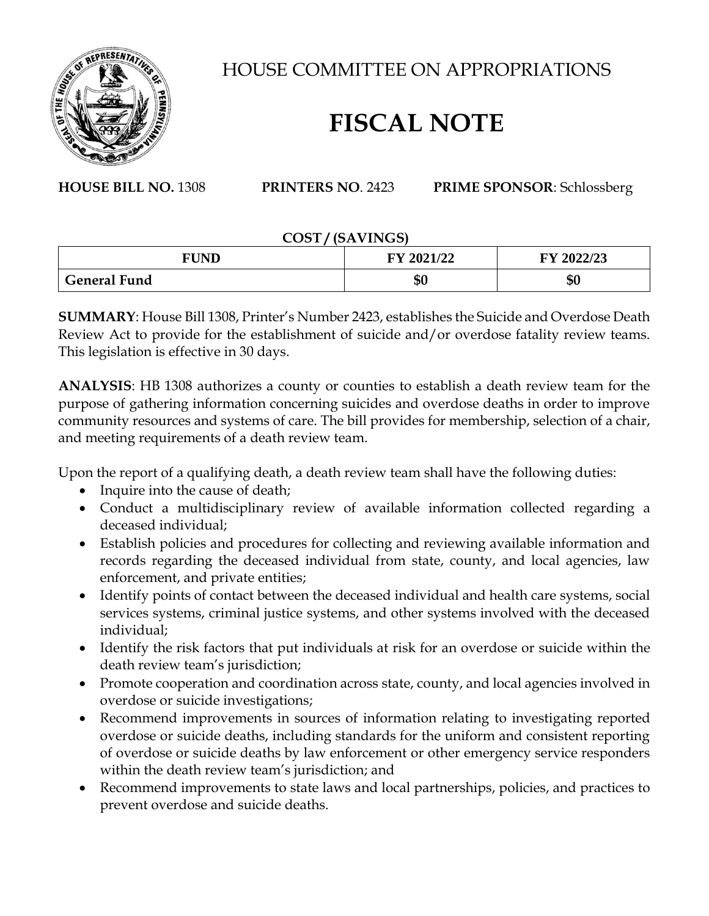# HOUSE COMMITTEE ON APPROPRIATIONS

# FISCAL NOTE

**HOUSE BILL NO.** 1308 **PRINTERS NO**. 2423 **PRIME SPONSOR**: Schlossberg

**COST / (SAVINGS)**

| FUND | FY 2021/22 | FY 2022/23 |
|---|---|---|
| **General Fund** | **\$0** | **\$0** |

**SUMMARY**: House Bill 1308, Printer's Number 2423, establishes the Suicide and Overdose Death Review Act to provide for the establishment of suicide and/or overdose fatality review teams. This legislation is effective in 30 days.

**ANALYSIS**: HB 1308 authorizes a county or counties to establish a death review team for the purpose of gathering information concerning suicides and overdose deaths in order to improve community resources and systems of care. The bill provides for membership, selection of a chair, and meeting requirements of a death review team.

Upon the report of a qualifying death, a death review team shall have the following duties:

- Inquire into the cause of death;
- Conduct a multidisciplinary review of available information collected regarding a deceased individual;
- Establish policies and procedures for collecting and reviewing available information and records regarding the deceased individual from state, county, and local agencies, law enforcement, and private entities;
- Identify points of contact between the deceased individual and health care systems, social services systems, criminal justice systems, and other systems involved with the deceased individual;
- Identify the risk factors that put individuals at risk for an overdose or suicide within the death review team's jurisdiction;
- Promote cooperation and coordination across state, county, and local agencies involved in overdose or suicide investigations;
- Recommend improvements in sources of information relating to investigating reported overdose or suicide deaths, including standards for the uniform and consistent reporting of overdose or suicide deaths by law enforcement or other emergency service responders within the death review team's jurisdiction; and
- Recommend improvements to state laws and local partnerships, policies, and practices to prevent overdose and suicide deaths.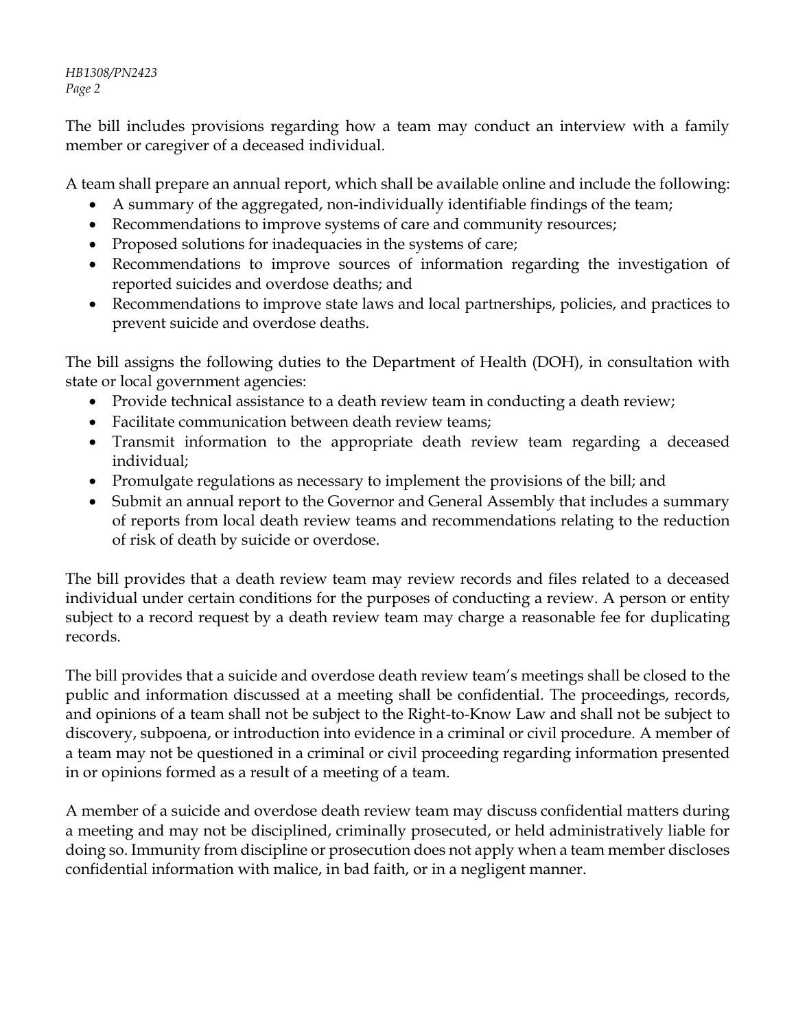The bill includes provisions regarding how a team may conduct an interview with a family member or caregiver of a deceased individual.

A team shall prepare an annual report, which shall be available online and include the following:

- A summary of the aggregated, non-individually identifiable findings of the team;
- Recommendations to improve systems of care and community resources;
- Proposed solutions for inadequacies in the systems of care;
- Recommendations to improve sources of information regarding the investigation of reported suicides and overdose deaths; and
- Recommendations to improve state laws and local partnerships, policies, and practices to prevent suicide and overdose deaths.

The bill assigns the following duties to the Department of Health (DOH), in consultation with state or local government agencies:

- Provide technical assistance to a death review team in conducting a death review;
- Facilitate communication between death review teams;
- Transmit information to the appropriate death review team regarding a deceased individual;
- Promulgate regulations as necessary to implement the provisions of the bill; and
- Submit an annual report to the Governor and General Assembly that includes a summary of reports from local death review teams and recommendations relating to the reduction of risk of death by suicide or overdose.

The bill provides that a death review team may review records and files related to a deceased individual under certain conditions for the purposes of conducting a review. A person or entity subject to a record request by a death review team may charge a reasonable fee for duplicating records.

The bill provides that a suicide and overdose death review team's meetings shall be closed to the public and information discussed at a meeting shall be confidential. The proceedings, records, and opinions of a team shall not be subject to the Right-to-Know Law and shall not be subject to discovery, subpoena, or introduction into evidence in a criminal or civil procedure. A member of a team may not be questioned in a criminal or civil proceeding regarding information presented in or opinions formed as a result of a meeting of a team.

A member of a suicide and overdose death review team may discuss confidential matters during a meeting and may not be disciplined, criminally prosecuted, or held administratively liable for doing so. Immunity from discipline or prosecution does not apply when a team member discloses confidential information with malice, in bad faith, or in a negligent manner.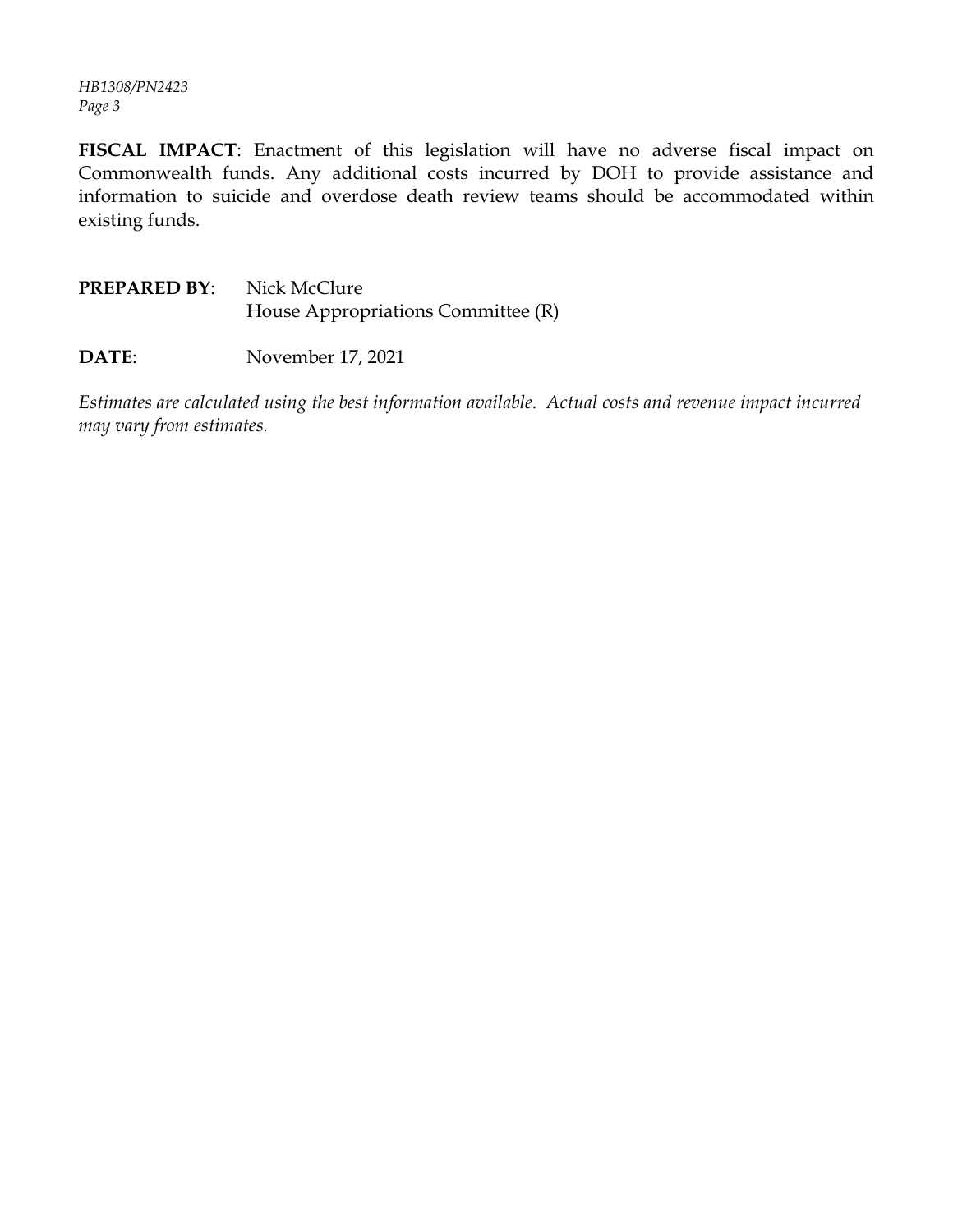**FISCAL IMPACT**: Enactment of this legislation will have no adverse fiscal impact on Commonwealth funds. Any additional costs incurred by DOH to provide assistance and information to suicide and overdose death review teams should be accommodated within existing funds.

**PREPARED BY**: Nick McClure
House Appropriations Committee (R)

**DATE**: November 17, 2021

*Estimates are calculated using the best information available. Actual costs and revenue impact incurred may vary from estimates.*